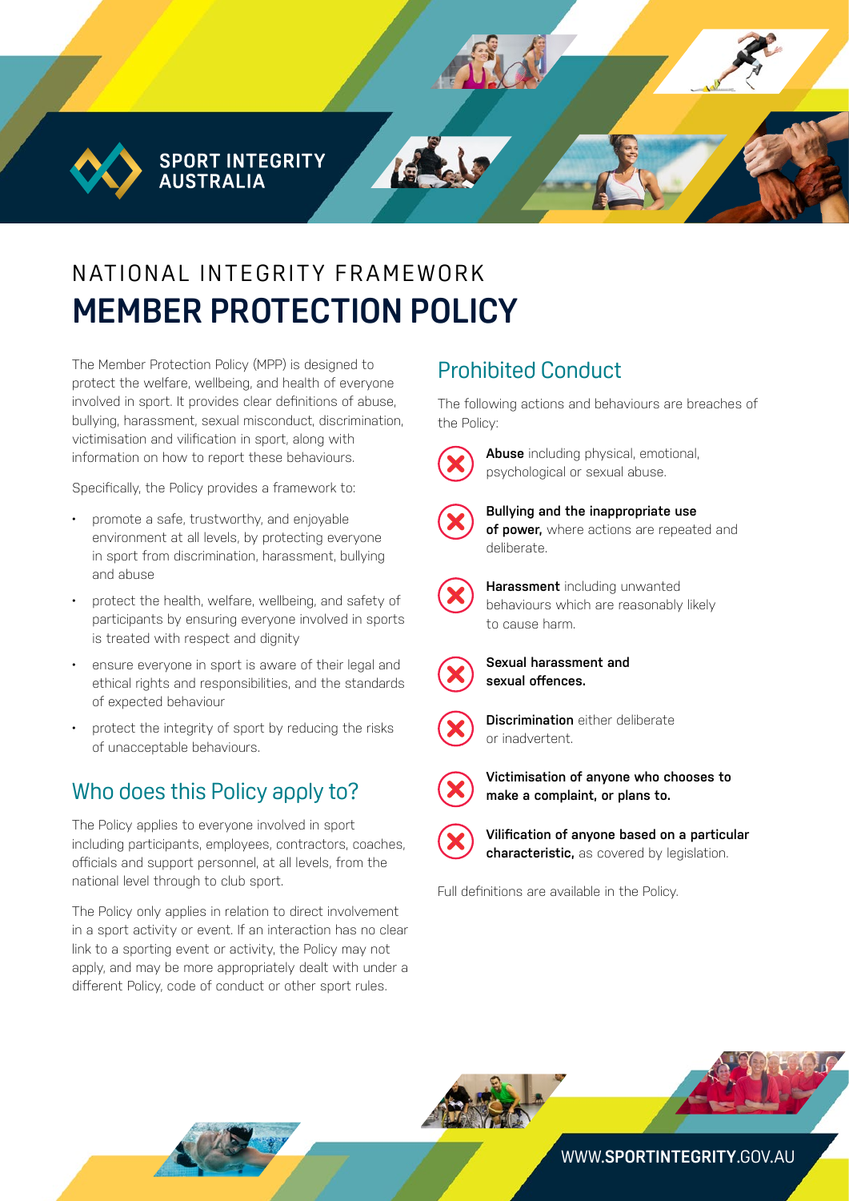SPORT INTEGRITY AUSTRALIA

# NATIONAL INTEGRITY FRAMEWORK
# MEMBER PROTECTION POLICY

The Member Protection Policy (MPP) is designed to protect the welfare, wellbeing, and health of everyone involved in sport. It provides clear definitions of abuse, bullying, harassment, sexual misconduct, discrimination, victimisation and vilification in sport, along with information on how to report these behaviours.

Specifically, the Policy provides a framework to:

- promote a safe, trustworthy, and enjoyable environment at all levels, by protecting everyone in sport from discrimination, harassment, bullying and abuse
- protect the health, welfare, wellbeing, and safety of participants by ensuring everyone involved in sports is treated with respect and dignity
- ensure everyone in sport is aware of their legal and ethical rights and responsibilities, and the standards of expected behaviour
- protect the integrity of sport by reducing the risks of unacceptable behaviours.

## Who does this Policy apply to?

The Policy applies to everyone involved in sport including participants, employees, contractors, coaches, officials and support personnel, at all levels, from the national level through to club sport.

The Policy only applies in relation to direct involvement in a sport activity or event. If an interaction has no clear link to a sporting event or activity, the Policy may not apply, and may be more appropriately dealt with under a different Policy, code of conduct or other sport rules.

## Prohibited Conduct

The following actions and behaviours are breaches of the Policy:

- **Abuse** including physical, emotional, psychological or sexual abuse.
- **Bullying and the inappropriate use of power,** where actions are repeated and deliberate.
- **Harassment** including unwanted behaviours which are reasonably likely to cause harm.
- **Sexual harassment and sexual offences.**
- **Discrimination** either deliberate or inadvertent.
- **Victimisation of anyone who chooses to make a complaint, or plans to.**
- **Vilification of anyone based on a particular characteristic,** as covered by legislation.

Full definitions are available in the Policy.

WWW.**SPORTINTEGRITY**.GOV.AU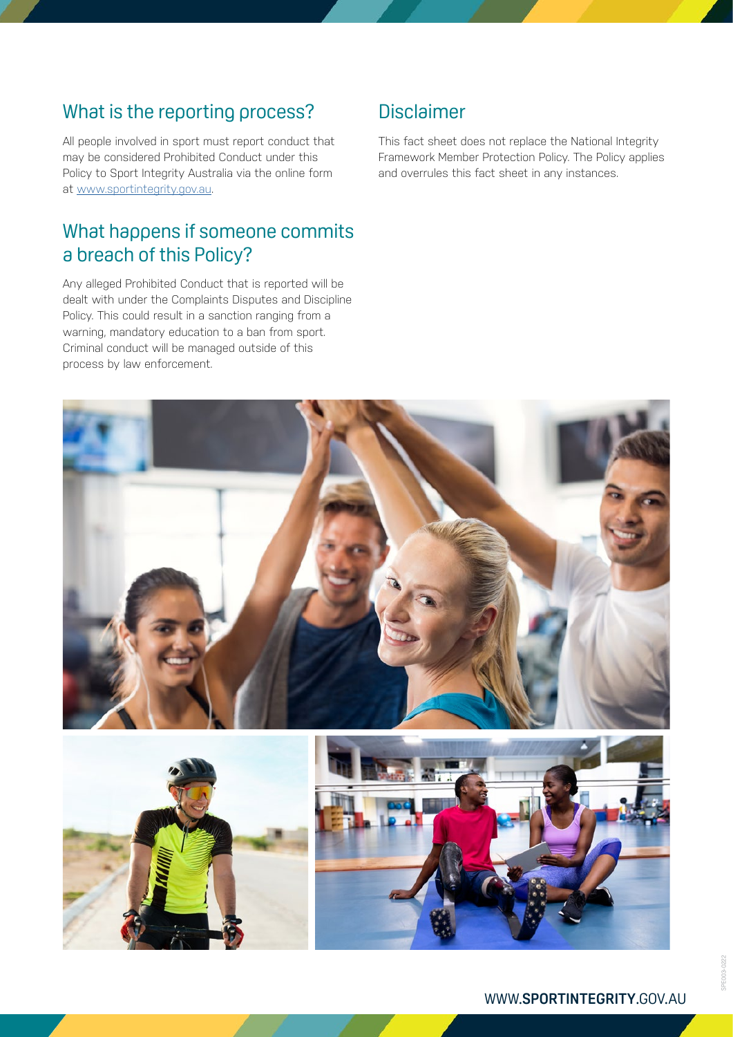## What is the reporting process?

All people involved in sport must report conduct that may be considered Prohibited Conduct under this Policy to Sport Integrity Australia via the online form at [www.sportintegrity.gov.au](http://www.sportintegrity.gov.au).

## What happens if someone commits a breach of this Policy?

Any alleged Prohibited Conduct that is reported will be dealt with under the Complaints Disputes and Discipline Policy. This could result in a sanction ranging from a warning, mandatory education to a ban from sport. Criminal conduct will be managed outside of this process by law enforcement.

## Disclaimer

This fact sheet does not replace the National Integrity Framework Member Protection Policy. The Policy applies and overrules this fact sheet in any instances.